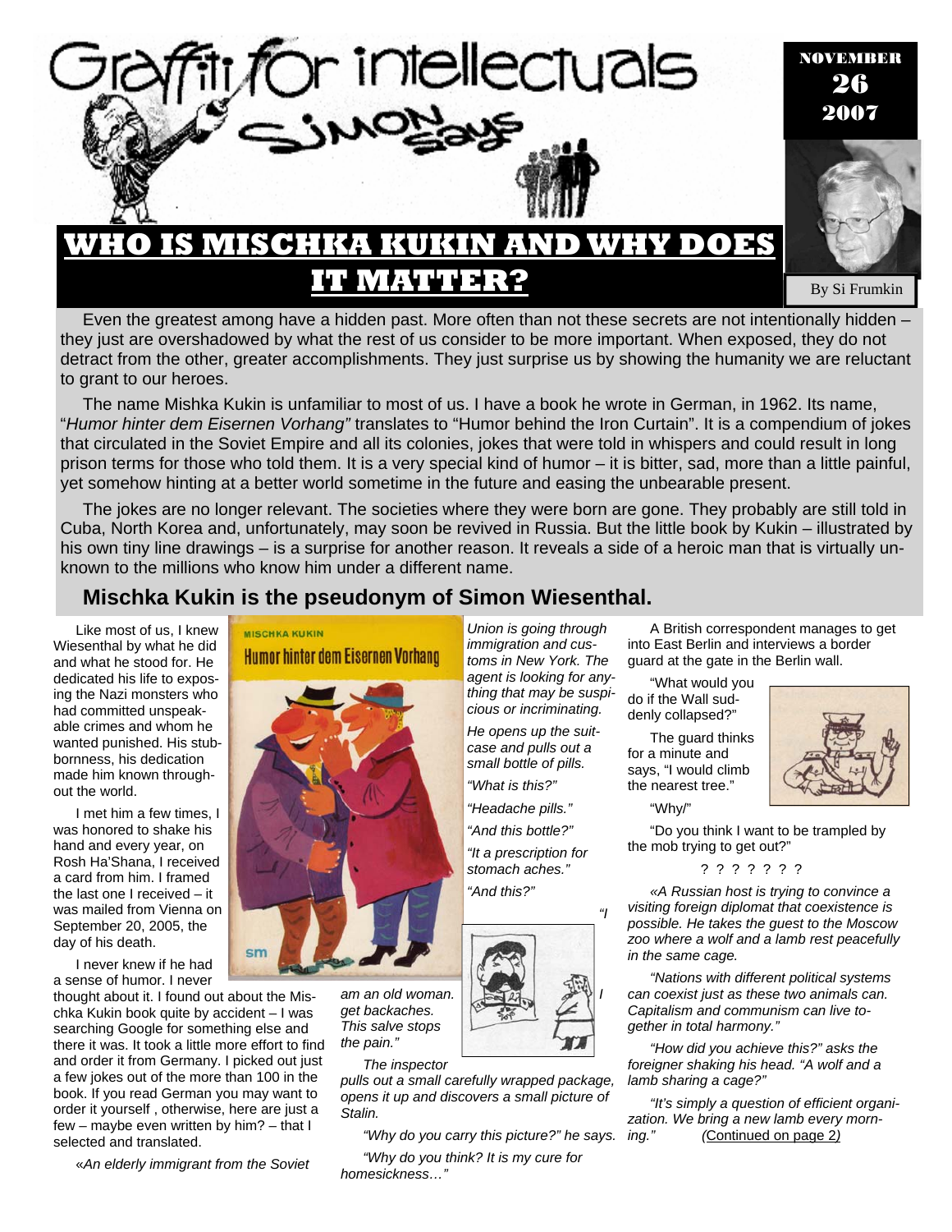# Graffiti for intellectuals

## Simon Says

NOVEMBER 26 2007

# WHO IS MISCHKA KUKIN AND WHY DOES IT MATTER?

By Si Frumkin

Even the greatest among have a hidden past. More often than not these secrets are not intentionally hidden – they just are overshadowed by what the rest of us consider to be more important. When exposed, they do not detract from the other, greater accomplishments. They just surprise us by showing the humanity we are reluctant to grant to our heroes.

The name Mishka Kukin is unfamiliar to most of us. I have a book he wrote in German, in 1962. Its name, "*Humor hinter dem Eisernen Vorhang"* translates to "Humor behind the Iron Curtain". It is a compendium of jokes that circulated in the Soviet Empire and all its colonies, jokes that were told in whispers and could result in long prison terms for those who told them. It is a very special kind of humor – it is bitter, sad, more than a little painful, yet somehow hinting at a better world sometime in the future and easing the unbearable present.

The jokes are no longer relevant. The societies where they were born are gone. They probably are still told in Cuba, North Korea and, unfortunately, may soon be revived in Russia. But the little book by Kukin – illustrated by his own tiny line drawings – is a surprise for another reason. It reveals a side of a heroic man that is virtually unknown to the millions who know him under a different name.

## Mischka Kukin is the pseudonym of Simon Wiesenthal.

Like most of us, I knew Wiesenthal by what he did and what he stood for. He dedicated his life to exposing the Nazi monsters who had committed unspeakable crimes and whom he wanted punished. His stubbornness, his dedication made him known throughout the world.

I met him a few times, I was honored to shake his hand and every year, on Rosh Ha'Shana, I received a card from him. I framed the last one I received – it was mailed from Vienna on September 20, 2005, the day of his death.

I never knew if he had a sense of humor. I never thought about it. I found out about the Mischka Kukin book quite by accident – I was searching Google for something else and there it was. It took a little more effort to find and order it from Germany. I picked out just a few jokes out of the more than 100 in the book. If you read German you may want to order it yourself , otherwise, here are just a few – maybe even written by him? – that I selected and translated.

MISCHKA KUKIN
Humor hinter dem Eisernen Vorhang
sm

«*An elderly immigrant from the Soviet Union is going through immigration and customs in New York. The agent is looking for anything that may be suspicious or incriminating.*

*He opens up the suitcase and pulls out a small bottle of pills.*

*"What is this?"*

*"Headache pills."*

*"And this bottle?"*

*"It a prescription for stomach aches."*

*"And this?"*

*"I am an old woman. I get backaches. This salve stops the pain."*

*The inspector pulls out a small carefully wrapped package, opens it up and discovers a small picture of Stalin.*

*"Why do you carry this picture?" he says.*

*"Why do you think? It is my cure for homesickness…"*

A British correspondent manages to get into East Berlin and interviews a border guard at the gate in the Berlin wall.

"What would you do if the Wall suddenly collapsed?"

The guard thinks for a minute and says, "I would climb the nearest tree."

"Why/"

"Do you think I want to be trampled by the mob trying to get out?"

? ? ? ? ? ? ?

«*A Russian host is trying to convince a visiting foreign diplomat that coexistence is possible. He takes the guest to the Moscow zoo where a wolf and a lamb rest peacefully in the same cage.*

*"Nations with different political systems can coexist just as these two animals can. Capitalism and communism can live together in total harmony."*

*"How did you achieve this?" asks the foreigner shaking his head. "A wolf and a lamb sharing a cage?"*

*"It's simply a question of efficient organization. We bring a new lamb every morning."* (Continued on page 2)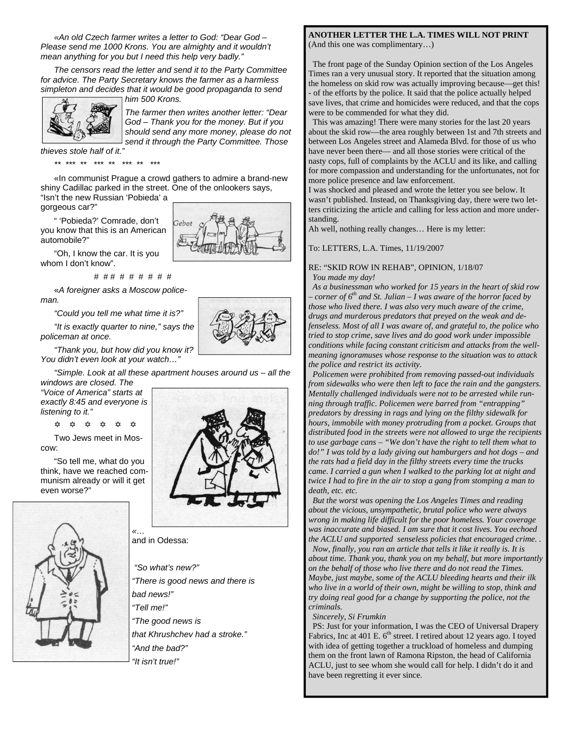*«An old Czech farmer writes a letter to God: "Dear God – Please send me 1000 Krons. You are almighty and it wouldn't mean anything for you but I need this help very badly."*

*The censors read the letter and send it to the Party Committee for advice. The Party Secretary knows the farmer as a harmless simpleton and decides that it would be good propaganda to send him 500 Krons.*

*The farmer then writes another letter: "Dear God – Thank you for the money. But if you should send any more money, please do not send it through the Party Committee. Those thieves stole half of it."*

*\*\* \*\*\* \*\* \*\*\* \*\* \*\*\* \*\* \*\*\**

«In communist Prague a crowd gathers to admire a brand-new shiny Cadillac parked in the street. One of the onlookers says, "Isn't the new Russian 'Pobieda' a gorgeous car?"

" 'Pobieda?' Comrade, don't you know that this is an American automobile?"

"Oh, I know the car. It is you whom I don't know".

# ## # # # # # #

*«A foreigner asks a Moscow policeman.*

*"Could you tell me what time it is?"*

*"It is exactly quarter to nine," says the policeman at once.*

*"Thank you, but how did you know it? You didn't even look at your watch…"*

*"Simple. Look at all these apartment houses around us – all the windows are closed. The "Voice of America" starts at exactly 8:45 and everyone is listening to it."*

✡ ✡ ✡ ✡ ✡ ✡

Two Jews meet in Moscow:

"So tell me, what do you think, have we reached communism already or will it get even worse?"

*«…*
and in Odessa:

*"So what's new?"*

*"There is good news and there is bad news!"*

*"Tell me!"*

*"The good news is that Khrushchev had a stroke."*

*"And the bad?"*

*"It isn't true!"*

---

**ANOTHER LETTER THE L.A. TIMES WILL NOT PRINT**
(And this one was complimentary…)

The front page of the Sunday Opinion section of the Los Angeles Times ran a very unusual story. It reported that the situation among the homeless on skid row was actually improving because—get this! - of the efforts by the police. It said that the police actually helped save lives, that crime and homicides were reduced, and that the cops were to be commended for what they did.

This was amazing! There were many stories for the last 20 years about the skid row—the area roughly between 1st and 7th streets and between Los Angeles street and Alameda Blvd. for those of us who have never been there— and all those stories were critical of the nasty cops, full of complaints by the ACLU and its like, and calling for more compassion and understanding for the unfortunates, not for more police presence and law enforcement.

I was shocked and pleased and wrote the letter you see below. It wasn't published. Instead, on Thanksgiving day, there were two letters criticizing the article and calling for less action and more understanding.

Ah well, nothing really changes… Here is my letter:

To: LETTERS, L.A. Times, 11/19/2007

RE: "SKID ROW IN REHAB", OPINION, 1/18/07

*You made my day!*

*As a businessman who worked for 15 years in the heart of skid row – corner of 6th and St. Julian – I was aware of the horror faced by those who lived there. I was also very much aware of the crime, drugs and murderous predators that preyed on the weak and defenseless. Most of all I was aware of, and grateful to, the police who tried to stop crime, save lives and do good work under impossible conditions while facing constant criticism and attacks from the well-meaning ignoramuses whose response to the situation was to attack the police and restrict its activity.*

*Policemen were prohibited from removing passed-out individuals from sidewalks who were then left to face the rain and the gangsters. Mentally challenged individuals were not to be arrested while running through traffic. Policemen were barred from "entrapping" predators by dressing in rags and lying on the filthy sidewalk for hours, immobile with money protruding from a pocket. Groups that distributed food in the streets were not allowed to urge the recipients to use garbage cans – "We don't have the right to tell them what to do!" I was told by a lady giving out hamburgers and hot dogs – and the rats had a field day in the filthy streets every time the trucks came. I carried a gun when I walked to the parking lot at night and twice I had to fire in the air to stop a gang from stomping a man to death, etc. etc.*

*But the worst was opening the Los Angeles Times and reading about the vicious, unsympathetic, brutal police who were always wrong in making life difficult for the poor homeless. Your coverage was inaccurate and biased. I am sure that it cost lives. You eechoed the ACLU and supported senseless policies that encouraged crime. .*

*Now, finally, you ran an article that tells it like it really is. It is about time. Thank you, thank you on my behalf, but more importantly on the behalf of those who live there and do not read the Times. Maybe, just maybe, some of the ACLU bleeding hearts and their ilk who live in a world of their own, might be willing to stop, think and try doing real good for a change by supporting the police, not the criminals.*

*Sincerely, Si Frumkin*

PS: Just for your information, I was the CEO of Universal Drapery Fabrics, Inc at 401 E. 6th street. I retired about 12 years ago. I toyed with idea of getting together a truckload of homeless and dumping them on the front lawn of Ramona Ripston, the head of California ACLU, just to see whom she would call for help. I didn't do it and have been regretting it ever since.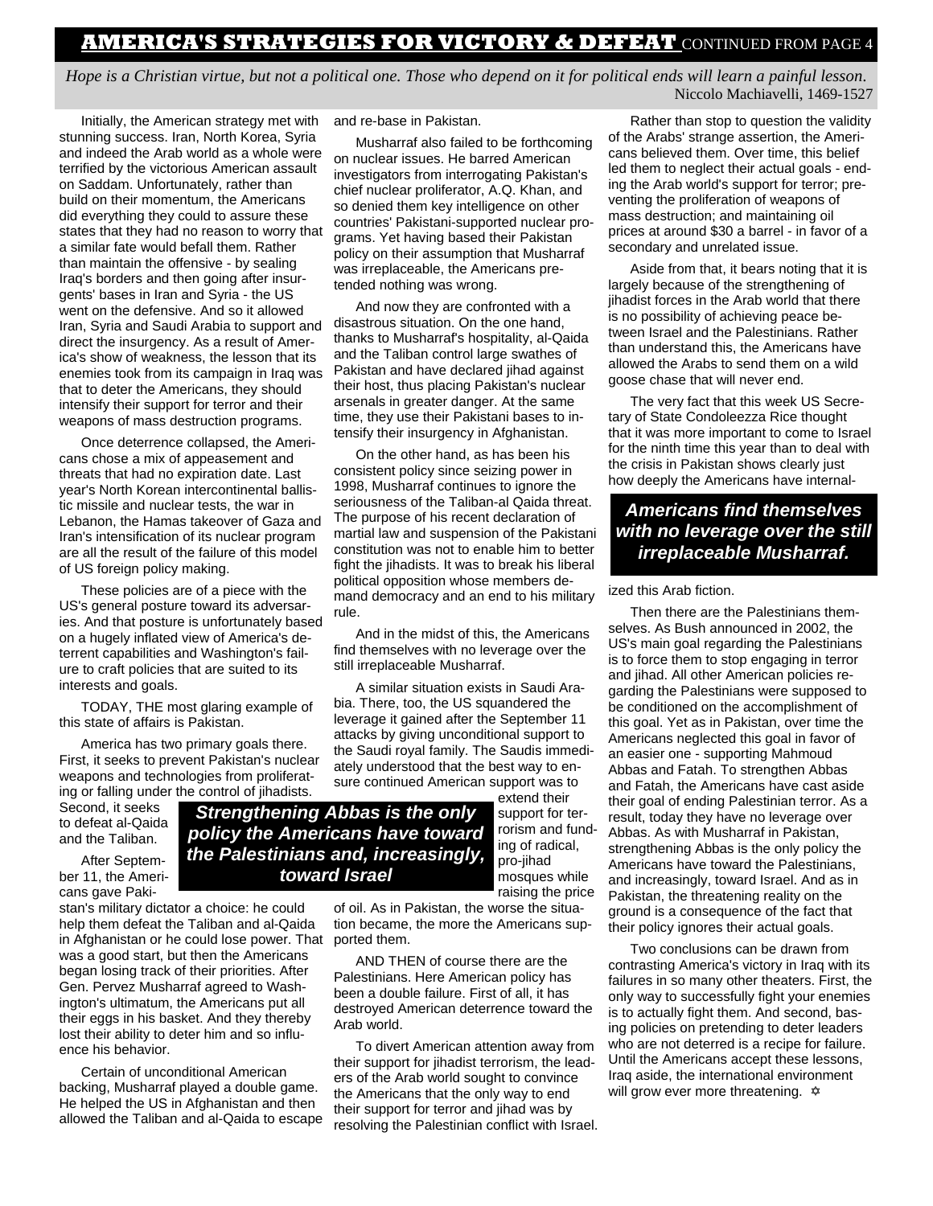## AMERICA'S STRATEGIES FOR VICTORY & DEFEAT CONTINUED FROM PAGE 4

*Hope is a Christian virtue, but not a political one. Those who depend on it for political ends will learn a painful lesson.*
Niccolo Machiavelli, 1469-1527

Initially, the American strategy met with stunning success. Iran, North Korea, Syria and indeed the Arab world as a whole were terrified by the victorious American assault on Saddam. Unfortunately, rather than build on their momentum, the Americans did everything they could to assure these states that they had no reason to worry that a similar fate would befall them. Rather than maintain the offensive - by sealing Iraq's borders and then going after insurgents' bases in Iran and Syria - the US went on the defensive. And so it allowed Iran, Syria and Saudi Arabia to support and direct the insurgency. As a result of America's show of weakness, the lesson that its enemies took from its campaign in Iraq was that to deter the Americans, they should intensify their support for terror and their weapons of mass destruction programs.

Once deterrence collapsed, the Americans chose a mix of appeasement and threats that had no expiration date. Last year's North Korean intercontinental ballistic missile and nuclear tests, the war in Lebanon, the Hamas takeover of Gaza and Iran's intensification of its nuclear program are all the result of the failure of this model of US foreign policy making.

These policies are of a piece with the US's general posture toward its adversaries. And that posture is unfortunately based on a hugely inflated view of America's deterrent capabilities and Washington's failure to craft policies that are suited to its interests and goals.

TODAY, THE most glaring example of this state of affairs is Pakistan.

America has two primary goals there. First, it seeks to prevent Pakistan's nuclear weapons and technologies from proliferating or falling under the control of jihadists. Second, it seeks to defeat al-Qaida and the Taliban.

After September 11, the Americans gave Pakistan's military dictator a choice: he could help them defeat the Taliban and al-Qaida in Afghanistan or he could lose power. That was a good start, but then the Americans began losing track of their priorities. After Gen. Pervez Musharraf agreed to Washington's ultimatum, the Americans put all their eggs in his basket. And they thereby lost their ability to deter him and so influence his behavior.

Certain of unconditional American backing, Musharraf played a double game. He helped the US in Afghanistan and then allowed the Taliban and al-Qaida to escape and re-base in Pakistan.

Musharraf also failed to be forthcoming on nuclear issues. He barred American investigators from interrogating Pakistan's chief nuclear proliferator, A.Q. Khan, and so denied them key intelligence on other countries' Pakistani-supported nuclear programs. Yet having based their Pakistan policy on their assumption that Musharraf was irreplaceable, the Americans pretended nothing was wrong.

And now they are confronted with a disastrous situation. On the one hand, thanks to Musharraf's hospitality, al-Qaida and the Taliban control large swathes of Pakistan and have declared jihad against their host, thus placing Pakistan's nuclear arsenals in greater danger. At the same time, they use their Pakistani bases to intensify their insurgency in Afghanistan.

On the other hand, as has been his consistent policy since seizing power in 1998, Musharraf continues to ignore the seriousness of the Taliban-al Qaida threat. The purpose of his recent declaration of martial law and suspension of the Pakistani constitution was not to enable him to better fight the jihadists. It was to break his liberal political opposition whose members demand democracy and an end to his military rule.

And in the midst of this, the Americans find themselves with no leverage over the still irreplaceable Musharraf.

A similar situation exists in Saudi Arabia. There, too, the US squandered the leverage it gained after the September 11 attacks by giving unconditional support to the Saudi royal family. The Saudis immediately understood that the best way to ensure continued American support was to extend their support for terrorism and funding of radical, pro-jihad mosques while raising the price of oil. As in Pakistan, the worse the situation became, the more the Americans supported them.

> ***Strengthening Abbas is the only policy the Americans have toward the Palestinians and, increasingly, toward Israel***

AND THEN of course there are the Palestinians. Here American policy has been a double failure. First of all, it has destroyed American deterrence toward the Arab world.

To divert American attention away from their support for jihadist terrorism, the leaders of the Arab world sought to convince the Americans that the only way to end their support for terror and jihad was by resolving the Palestinian conflict with Israel.

Rather than stop to question the validity of the Arabs' strange assertion, the Americans believed them. Over time, this belief led them to neglect their actual goals - ending the Arab world's support for terror; preventing the proliferation of weapons of mass destruction; and maintaining oil prices at around $30 a barrel - in favor of a secondary and unrelated issue.

Aside from that, it bears noting that it is largely because of the strengthening of jihadist forces in the Arab world that there is no possibility of achieving peace between Israel and the Palestinians. Rather than understand this, the Americans have allowed the Arabs to send them on a wild goose chase that will never end.

The very fact that this week US Secretary of State Condoleezza Rice thought that it was more important to come to Israel for the ninth time this year than to deal with the crisis in Pakistan shows clearly just how deeply the Americans have internalized this Arab fiction.

> ***Americans find themselves with no leverage over the still irreplaceable Musharraf.***

Then there are the Palestinians themselves. As Bush announced in 2002, the US's main goal regarding the Palestinians is to force them to stop engaging in terror and jihad. All other American policies regarding the Palestinians were supposed to be conditioned on the accomplishment of this goal. Yet as in Pakistan, over time the Americans neglected this goal in favor of an easier one - supporting Mahmoud Abbas and Fatah. To strengthen Abbas and Fatah, the Americans have cast aside their goal of ending Palestinian terror. As a result, today they have no leverage over Abbas. As with Musharraf in Pakistan, strengthening Abbas is the only policy the Americans have toward the Palestinians, and increasingly, toward Israel. And as in Pakistan, the threatening reality on the ground is a consequence of the fact that their policy ignores their actual goals.

Two conclusions can be drawn from contrasting America's victory in Iraq with its failures in so many other theaters. First, the only way to successfully fight your enemies is to actually fight them. And second, basing policies on pretending to deter leaders who are not deterred is a recipe for failure. Until the Americans accept these lessons, Iraq aside, the international environment will grow ever more threatening. ✡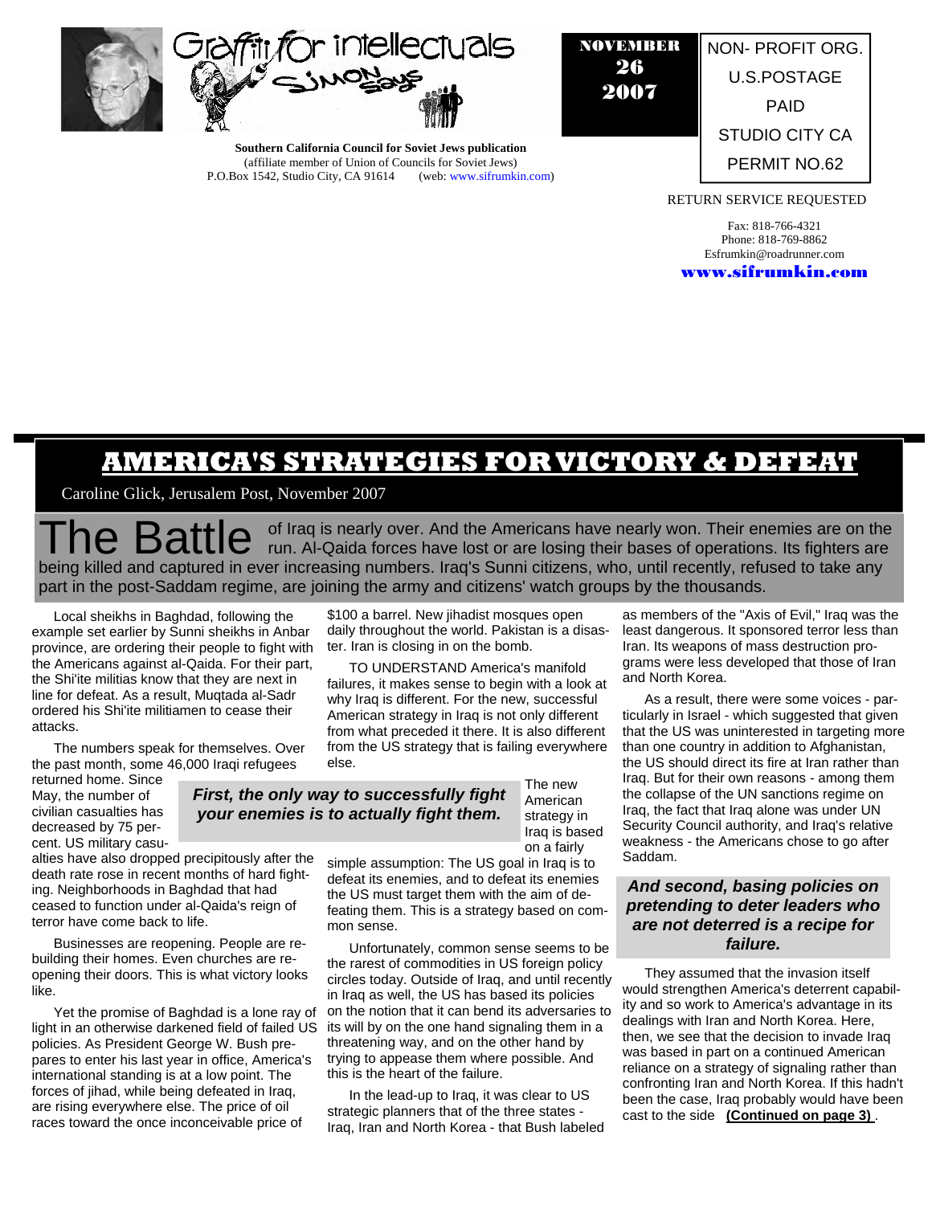Graffiti for intellectuals
Simon Says

**Southern California Council for Soviet Jews publication**
(affiliate member of Union of Councils for Soviet Jews)
P.O.Box 1542, Studio City, CA 91614 (web: www.sifrumkin.com)

**NOVEMBER 26 2007**

NON- PROFIT ORG.
U.S.POSTAGE
PAID
STUDIO CITY CA
PERMIT NO.62

RETURN SERVICE REQUESTED

Fax: 818-766-4321
Phone: 818-769-8862
Esfrumkin@roadrunner.com
**www.sifrumkin.com**

# AMERICA'S STRATEGIES FOR VICTORY & DEFEAT

Caroline Glick, Jerusalem Post, November 2007

The Battle of Iraq is nearly over. And the Americans have nearly won. Their enemies are on the run. Al-Qaida forces have lost or are losing their bases of operations. Its fighters are being killed and captured in ever increasing numbers. Iraq's Sunni citizens, who, until recently, refused to take any part in the post-Saddam regime, are joining the army and citizens' watch groups by the thousands.

Local sheikhs in Baghdad, following the example set earlier by Sunni sheikhs in Anbar province, are ordering their people to fight with the Americans against al-Qaida. For their part, the Shi'ite militias know that they are next in line for defeat. As a result, Muqtada al-Sadr ordered his Shi'ite militiamen to cease their attacks.

The numbers speak for themselves. Over the past month, some 46,000 Iraqi refugees returned home. Since May, the number of civilian casualties has decreased by 75 percent. US military casualties have also dropped precipitously after the death rate rose in recent months of hard fighting. Neighborhoods in Baghdad that had ceased to function under al-Qaida's reign of terror have come back to life.

Businesses are reopening. People are rebuilding their homes. Even churches are reopening their doors. This is what victory looks like.

Yet the promise of Baghdad is a lone ray of light in an otherwise darkened field of failed US policies. As President George W. Bush prepares to enter his last year in office, America's international standing is at a low point. The forces of jihad, while being defeated in Iraq, are rising everywhere else. The price of oil races toward the once inconceivable price of $100 a barrel. New jihadist mosques open daily throughout the world. Pakistan is a disaster. Iran is closing in on the bomb.

TO UNDERSTAND America's manifold failures, it makes sense to begin with a look at why Iraq is different. For the new, successful American strategy in Iraq is not only different from what preceded it there. It is also different from the US strategy that is failing everywhere else.

***First, the only way to successfully fight your enemies is to actually fight them.***

The new American strategy in Iraq is based on a fairly simple assumption: The US goal in Iraq is to defeat its enemies, and to defeat its enemies the US must target them with the aim of defeating them. This is a strategy based on common sense.

Unfortunately, common sense seems to be the rarest of commodities in US foreign policy circles today. Outside of Iraq, and until recently in Iraq as well, the US has based its policies on the notion that it can bend its adversaries to its will by on the one hand signaling them in a threatening way, and on the other hand by trying to appease them where possible. And this is the heart of the failure.

In the lead-up to Iraq, it was clear to US strategic planners that of the three states - Iraq, Iran and North Korea - that Bush labeled as members of the "Axis of Evil," Iraq was the least dangerous. It sponsored terror less than Iran. Its weapons of mass destruction programs were less developed that those of Iran and North Korea.

As a result, there were some voices - particularly in Israel - which suggested that given that the US was uninterested in targeting more than one country in addition to Afghanistan, the US should direct its fire at Iran rather than Iraq. But for their own reasons - among them the collapse of the UN sanctions regime on Iraq, the fact that Iraq alone was under UN Security Council authority, and Iraq's relative weakness - the Americans chose to go after Saddam.

***And second, basing policies on pretending to deter leaders who are not deterred is a recipe for failure.***

They assumed that the invasion itself would strengthen America's deterrent capability and so work to America's advantage in its dealings with Iran and North Korea. Here, then, we see that the decision to invade Iraq was based in part on a continued American reliance on a strategy of signaling rather than confronting Iran and North Korea. If this hadn't been the case, Iraq probably would have been cast to the side **(Continued on page 3)**.